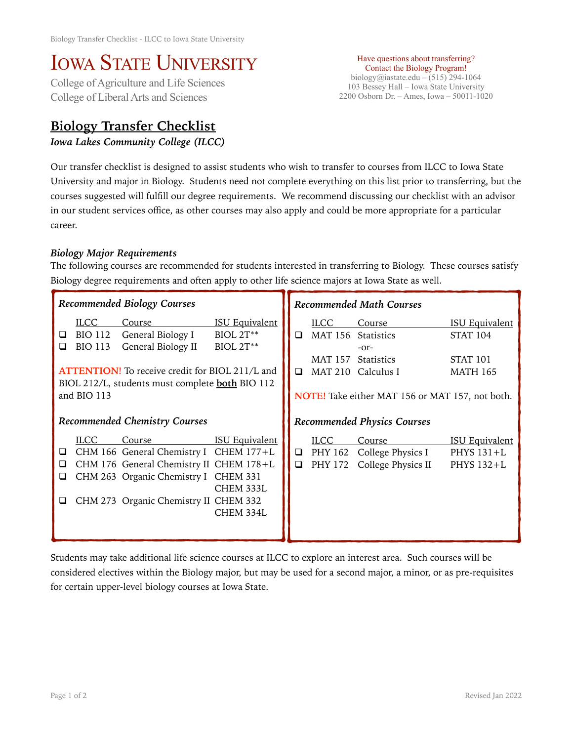# Iowa State University

College of Agriculture and Life Sciences
College of Liberal Arts and Sciences

Have questions about transferring?
Contact the Biology Program!
biology@iastate.edu – (515) 294-1064
103 Bessey Hall – Iowa State University
2200 Osborn Dr. – Ames, Iowa – 50011-1020

## Biology Transfer Checklist

***Iowa Lakes Community College (ILCC)***

Our transfer checklist is designed to assist students who wish to transfer to courses from ILCC to Iowa State University and major in Biology. Students need not complete everything on this list prior to transferring, but the courses suggested will fulfill our degree requirements. We recommend discussing our checklist with an advisor in our student services office, as other courses may also apply and could be more appropriate for a particular career.

### *Biology Major Requirements*

The following courses are recommended for students interested in transferring to Biology. These courses satisfy Biology degree requirements and often apply to other life science majors at Iowa State as well.

#### *Recommended Biology Courses*

| | ILCC | Course | ISU Equivalent |
|---|---|---|---|
| ❑ | BIO 112 | General Biology I | BIOL 2T** |
| ❑ | BIO 113 | General Biology II | BIOL 2T** |

**ATTENTION!** To receive credit for BIOL 211/L and BIOL 212/L, students must complete **both** BIO 112 and BIO 113

#### *Recommended Chemistry Courses*

| | ILCC | Course | ISU Equivalent |
|---|---|---|---|
| ❑ | CHM 166 | General Chemistry I | CHEM 177+L |
| ❑ | CHM 176 | General Chemistry II | CHEM 178+L |
| ❑ | CHM 263 | Organic Chemistry I | CHEM 331<br>CHEM 333L |
| ❑ | CHM 273 | Organic Chemistry II | CHEM 332<br>CHEM 334L |

#### *Recommended Math Courses*

| | ILCC | Course | ISU Equivalent |
|---|---|---|---|
| ❑ | MAT 156 | Statistics | STAT 104 |
| | | -or- | |
| | MAT 157 | Statistics | STAT 101 |
| ❑ | MAT 210 | Calculus I | MATH 165 |

**NOTE!** Take either MAT 156 or MAT 157, not both.

#### *Recommended Physics Courses*

| | ILCC | Course | ISU Equivalent |
|---|---|---|---|
| ❑ | PHY 162 | College Physics I | PHYS 131+L |
| ❑ | PHY 172 | College Physics II | PHYS 132+L |

Students may take additional life science courses at ILCC to explore an interest area. Such courses will be considered electives within the Biology major, but may be used for a second major, a minor, or as pre-requisites for certain upper-level biology courses at Iowa State.

Revised Jan 2022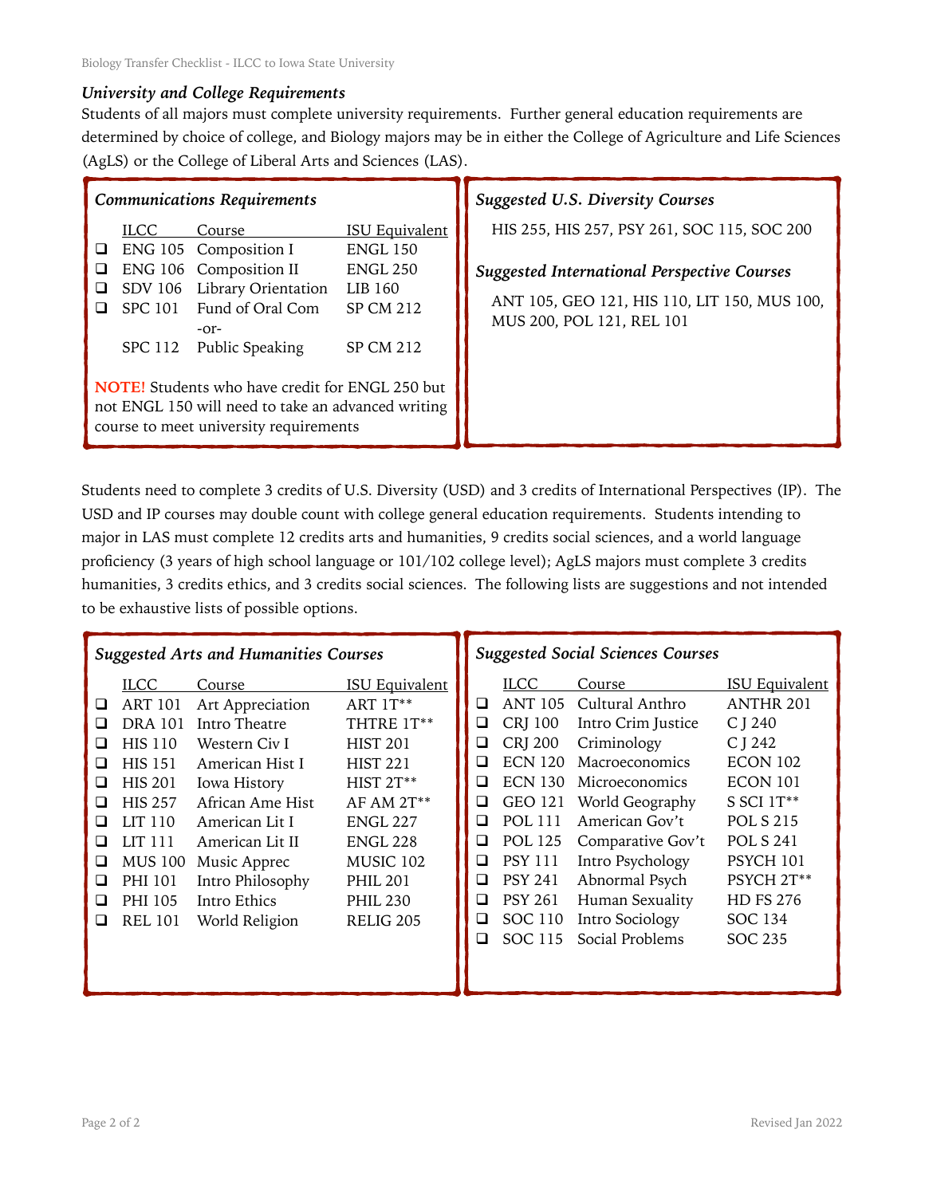### *University and College Requirements*

Students of all majors must complete university requirements. Further general education requirements are determined by choice of college, and Biology majors may be in either the College of Agriculture and Life Sciences (AgLS) or the College of Liberal Arts and Sciences (LAS).

#### *Communications Requirements*

| | ILCC | Course | ISU Equivalent |
|---|---|---|---|
| ❑ | ENG 105 | Composition I | ENGL 150 |
| ❑ | ENG 106 | Composition II | ENGL 250 |
| ❑ | SDV 106 | Library Orientation | LIB 160 |
| ❑ | SPC 101 | Fund of Oral Com | SP CM 212 |
| | | -or- | |
| | SPC 112 | Public Speaking | SP CM 212 |

**NOTE!** Students who have credit for ENGL 250 but not ENGL 150 will need to take an advanced writing course to meet university requirements

#### *Suggested U.S. Diversity Courses*

HIS 255, HIS 257, PSY 261, SOC 115, SOC 200

#### *Suggested International Perspective Courses*

ANT 105, GEO 121, HIS 110, LIT 150, MUS 100, MUS 200, POL 121, REL 101

Students need to complete 3 credits of U.S. Diversity (USD) and 3 credits of International Perspectives (IP). The USD and IP courses may double count with college general education requirements. Students intending to major in LAS must complete 12 credits arts and humanities, 9 credits social sciences, and a world language proficiency (3 years of high school language or 101/102 college level); AgLS majors must complete 3 credits humanities, 3 credits ethics, and 3 credits social sciences. The following lists are suggestions and not intended to be exhaustive lists of possible options.

#### *Suggested Arts and Humanities Courses*

| | ILCC | Course | ISU Equivalent |
|---|---|---|---|
| ❑ | ART 101 | Art Appreciation | ART 1T** |
| ❑ | DRA 101 | Intro Theatre | THTRE 1T** |
| ❑ | HIS 110 | Western Civ I | HIST 201 |
| ❑ | HIS 151 | American Hist I | HIST 221 |
| ❑ | HIS 201 | Iowa History | HIST 2T** |
| ❑ | HIS 257 | African Ame Hist | AF AM 2T** |
| ❑ | LIT 110 | American Lit I | ENGL 227 |
| ❑ | LIT 111 | American Lit II | ENGL 228 |
| ❑ | MUS 100 | Music Apprec | MUSIC 102 |
| ❑ | PHI 101 | Intro Philosophy | PHIL 201 |
| ❑ | PHI 105 | Intro Ethics | PHIL 230 |
| ❑ | REL 101 | World Religion | RELIG 205 |

#### *Suggested Social Sciences Courses*

| | ILCC | Course | ISU Equivalent |
|---|---|---|---|
| ❑ | ANT 105 | Cultural Anthro | ANTHR 201 |
| ❑ | CRJ 100 | Intro Crim Justice | C J 240 |
| ❑ | CRJ 200 | Criminology | C J 242 |
| ❑ | ECN 120 | Macroeconomics | ECON 102 |
| ❑ | ECN 130 | Microeconomics | ECON 101 |
| ❑ | GEO 121 | World Geography | S SCI 1T** |
| ❑ | POL 111 | American Gov't | POL S 215 |
| ❑ | POL 125 | Comparative Gov't | POL S 241 |
| ❑ | PSY 111 | Intro Psychology | PSYCH 101 |
| ❑ | PSY 241 | Abnormal Psych | PSYCH 2T** |
| ❑ | PSY 261 | Human Sexuality | HD FS 276 |
| ❑ | SOC 110 | Intro Sociology | SOC 134 |
| ❑ | SOC 115 | Social Problems | SOC 235 |